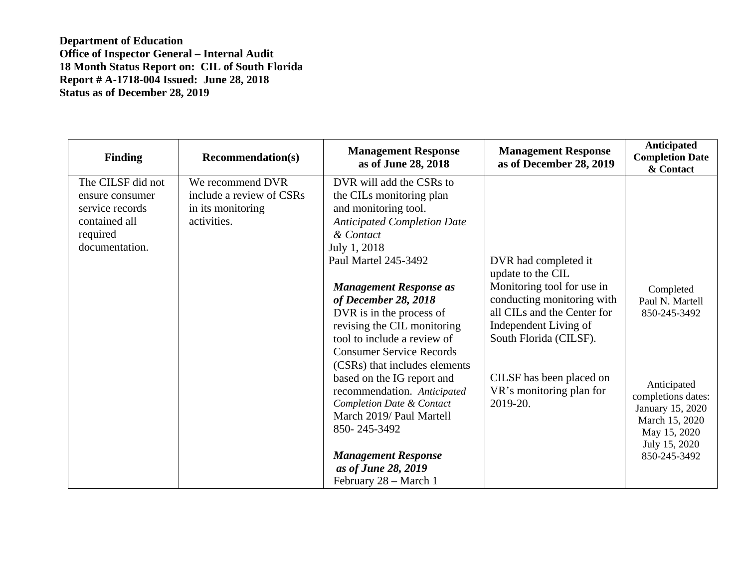**Department of Education**
**Office of Inspector General – Internal Audit**
**18 Month Status Report on: CIL of South Florida**
**Report # A-1718-004 Issued: June 28, 2018**
**Status as of December 28, 2019**

| Finding | Recommendation(s) | Management Response as of June 28, 2018 | Management Response as of December 28, 2019 | Anticipated Completion Date & Contact |
|---|---|---|---|---|
| The CILSF did not ensure consumer service records contained all required documentation. | We recommend DVR include a review of CSRs in its monitoring activities. | DVR will add the CSRs to the CILs monitoring plan and monitoring tool. *Anticipated Completion Date & Contact* July 1, 2018 Paul Martel 245-3492<br><br>***Management Response as of December 28, 2018*** DVR is in the process of revising the CIL monitoring tool to include a review of Consumer Service Records (CSRs) that includes elements based on the IG report and recommendation. *Anticipated Completion Date & Contact* March 2019/ Paul Martell 850- 245-3492<br><br>***Management Response as of June 28, 2019*** February 28 – March 1 | DVR had completed it update to the CIL Monitoring tool for use in conducting monitoring with all CILs and the Center for Independent Living of South Florida (CILSF).<br><br>CILSF has been placed on VR's monitoring plan for 2019-20. | Completed Paul N. Martell 850-245-3492<br><br>Anticipated completions dates: January 15, 2020 March 15, 2020 May 15, 2020 July 15, 2020 850-245-3492 |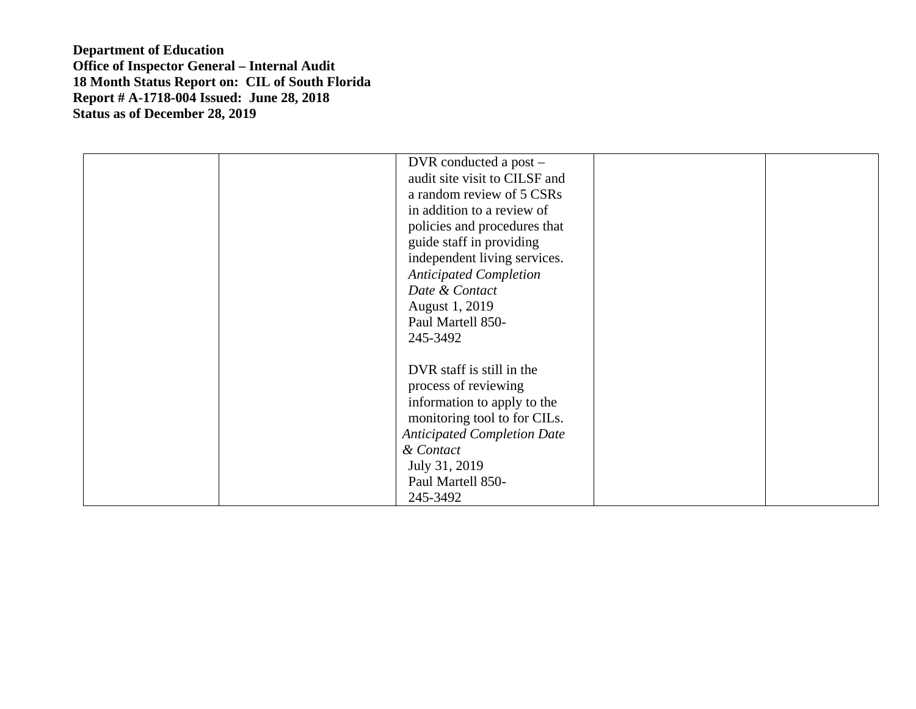**Department of Education**
**Office of Inspector General – Internal Audit**
**18 Month Status Report on: CIL of South Florida**
**Report # A-1718-004 Issued: June 28, 2018**
**Status as of December 28, 2019**

| | | | | |
|---|---|---|---|---|
| | | DVR conducted a post – audit site visit to CILSF and a random review of 5 CSRs in addition to a review of policies and procedures that guide staff in providing independent living services.<br>*Anticipated Completion Date & Contact*<br>August 1, 2019<br>Paul Martell 850-245-3492<br><br>DVR staff is still in the process of reviewing information to apply to the monitoring tool to for CILs.<br>*Anticipated Completion Date & Contact*<br>July 31, 2019<br>Paul Martell 850-245-3492 | | |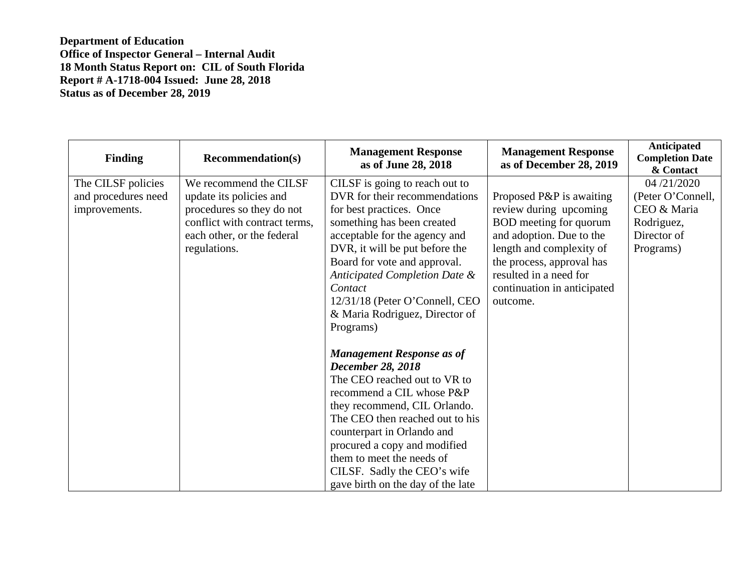**Department of Education**
**Office of Inspector General – Internal Audit**
**18 Month Status Report on: CIL of South Florida**
**Report # A-1718-004 Issued: June 28, 2018**
**Status as of December 28, 2019**

| Finding | Recommendation(s) | Management Response as of June 28, 2018 | Management Response as of December 28, 2019 | Anticipated Completion Date & Contact |
|---|---|---|---|---|
| The CILSF policies and procedures need improvements. | We recommend the CILSF update its policies and procedures so they do not conflict with contract terms, each other, or the federal regulations. | CILSF is going to reach out to DVR for their recommendations for best practices. Once something has been created acceptable for the agency and DVR, it will be put before the Board for vote and approval. *Anticipated Completion Date & Contact* 12/31/18 (Peter O'Connell, CEO & Maria Rodriguez, Director of Programs)<br><br>***Management Response as of December 28, 2018*** The CEO reached out to VR to recommend a CIL whose P&P they recommend, CIL Orlando. The CEO then reached out to his counterpart in Orlando and procured a copy and modified them to meet the needs of CILSF. Sadly the CEO's wife gave birth on the day of the late | Proposed P&P is awaiting review during upcoming BOD meeting for quorum and adoption. Due to the length and complexity of the process, approval has resulted in a need for continuation in anticipated outcome. | 04 /21/2020 (Peter O'Connell, CEO & Maria Rodriguez, Director of Programs) |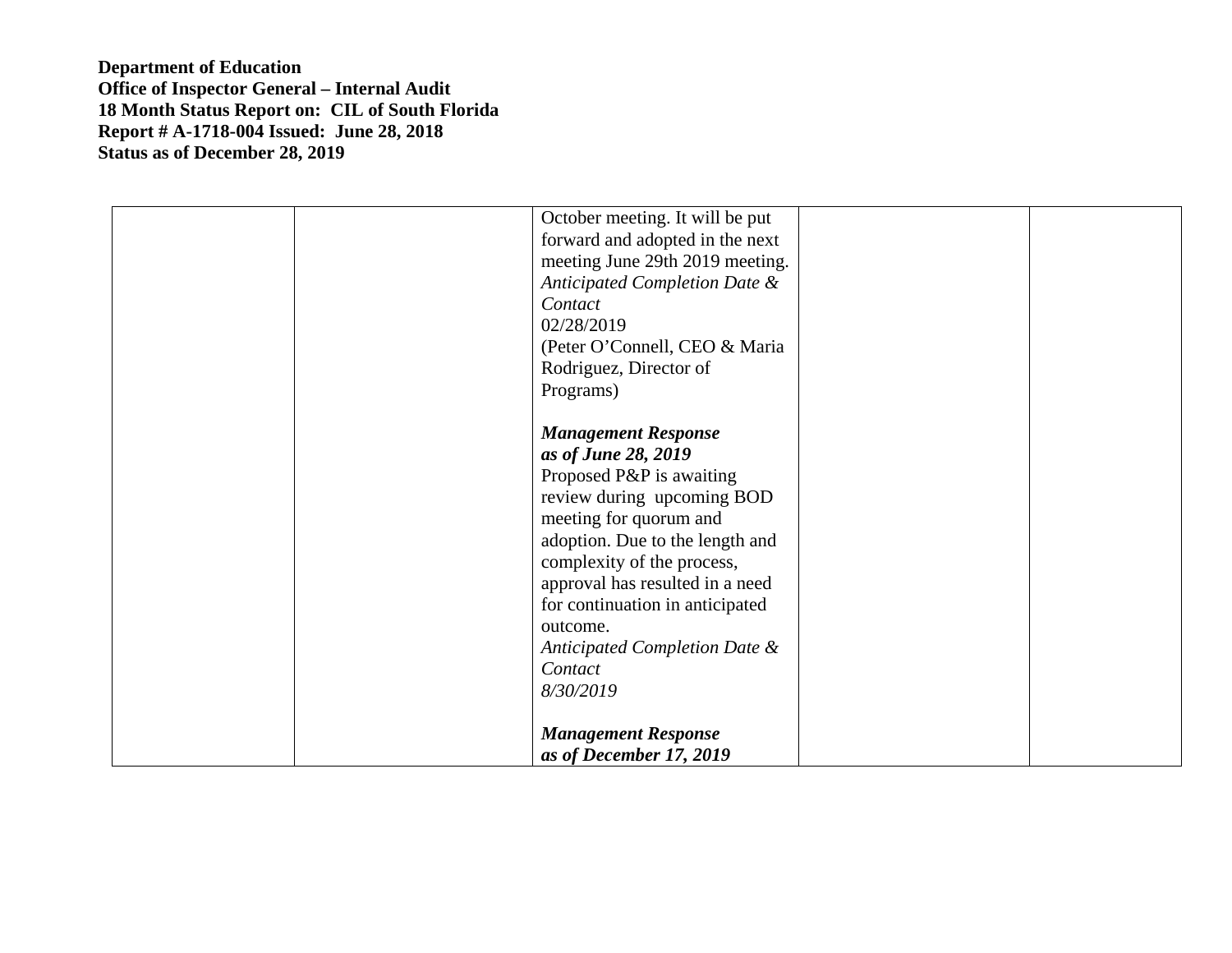**Department of Education**
**Office of Inspector General – Internal Audit**
**18 Month Status Report on: CIL of South Florida**
**Report # A-1718-004 Issued: June 28, 2018**
**Status as of December 28, 2019**

| | | | | |
|---|---|---|---|---|
| | | October meeting. It will be put forward and adopted in the next meeting June 29th 2019 meeting.<br>*Anticipated Completion Date & Contact*<br>02/28/2019<br>(Peter O'Connell, CEO & Maria Rodriguez, Director of Programs)<br><br>***Management Response as of June 28, 2019***<br>Proposed P&P is awaiting review during upcoming BOD meeting for quorum and adoption. Due to the length and complexity of the process, approval has resulted in a need for continuation in anticipated outcome.<br>*Anticipated Completion Date & Contact*<br>*8/30/2019*<br><br>***Management Response as of December 17, 2019*** | | |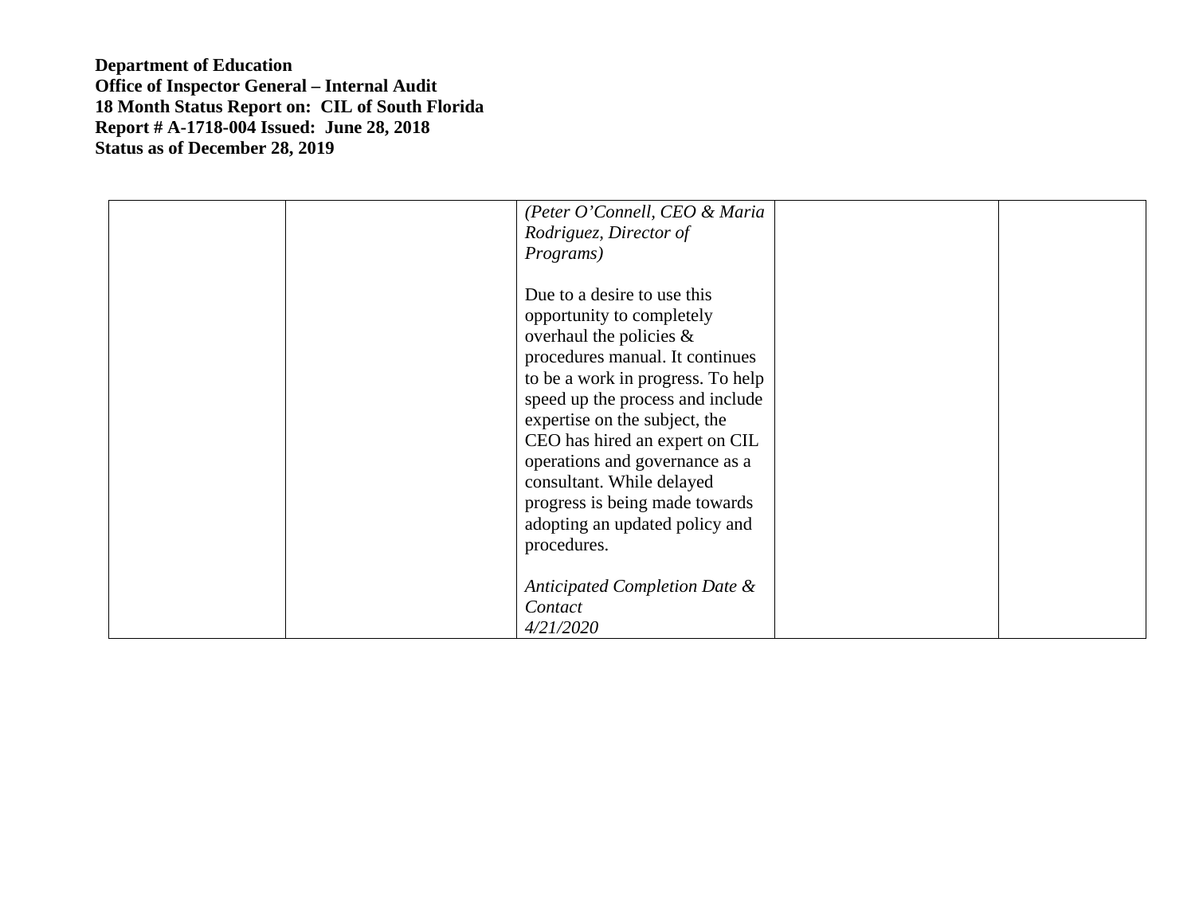| | | | | |
|---|---|---|---|---|
| | | *(Peter O'Connell, CEO & Maria Rodriguez, Director of Programs)*<br><br>Due to a desire to use this opportunity to completely overhaul the policies & procedures manual. It continues to be a work in progress. To help speed up the process and include expertise on the subject, the CEO has hired an expert on CIL operations and governance as a consultant. While delayed progress is being made towards adopting an updated policy and procedures.<br><br>*Anticipated Completion Date & Contact*<br>*4/21/2020* | | |